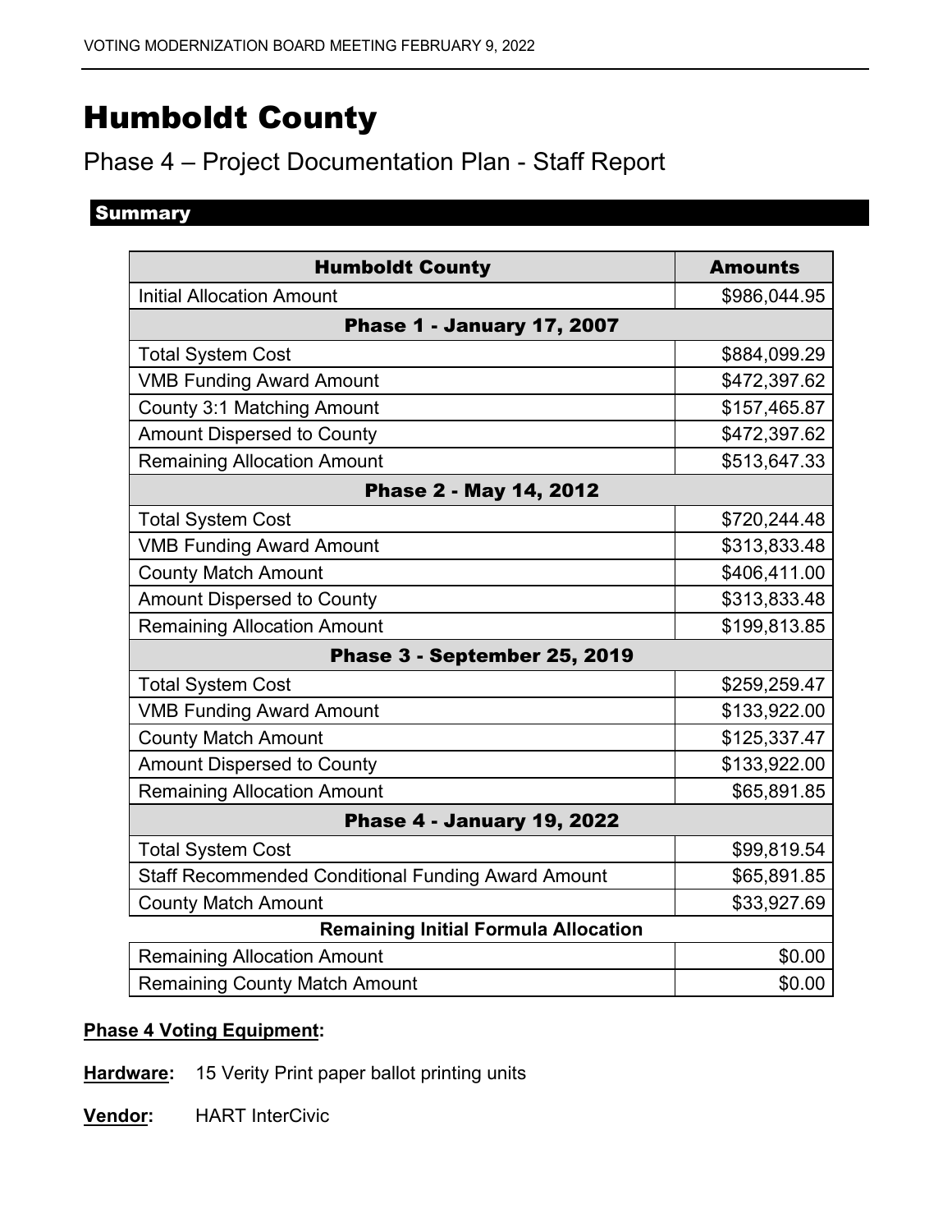# Humboldt County

## Phase 4 – Project Documentation Plan - Staff Report

### Summary

| Humboldt County | Amounts |
|---|---|
| Initial Allocation Amount | $986,044.95 |
| **Phase 1 - January 17, 2007** | |
| Total System Cost | $884,099.29 |
| VMB Funding Award Amount | $472,397.62 |
| County 3:1 Matching Amount | $157,465.87 |
| Amount Dispersed to County | $472,397.62 |
| Remaining Allocation Amount | $513,647.33 |
| **Phase 2 - May 14, 2012** | |
| Total System Cost | $720,244.48 |
| VMB Funding Award Amount | $313,833.48 |
| County Match Amount | $406,411.00 |
| Amount Dispersed to County | $313,833.48 |
| Remaining Allocation Amount | $199,813.85 |
| **Phase 3 - September 25, 2019** | |
| Total System Cost | $259,259.47 |
| VMB Funding Award Amount | $133,922.00 |
| County Match Amount | $125,337.47 |
| Amount Dispersed to County | $133,922.00 |
| Remaining Allocation Amount | $65,891.85 |
| **Phase 4 - January 19, 2022** | |
| Total System Cost | $99,819.54 |
| Staff Recommended Conditional Funding Award Amount | $65,891.85 |
| County Match Amount | $33,927.69 |
| **Remaining Initial Formula Allocation** | |
| Remaining Allocation Amount | $0.00 |
| Remaining County Match Amount | $0.00 |

**Phase 4 Voting Equipment:**

**Hardware:** 15 Verity Print paper ballot printing units

**Vendor:** HART InterCivic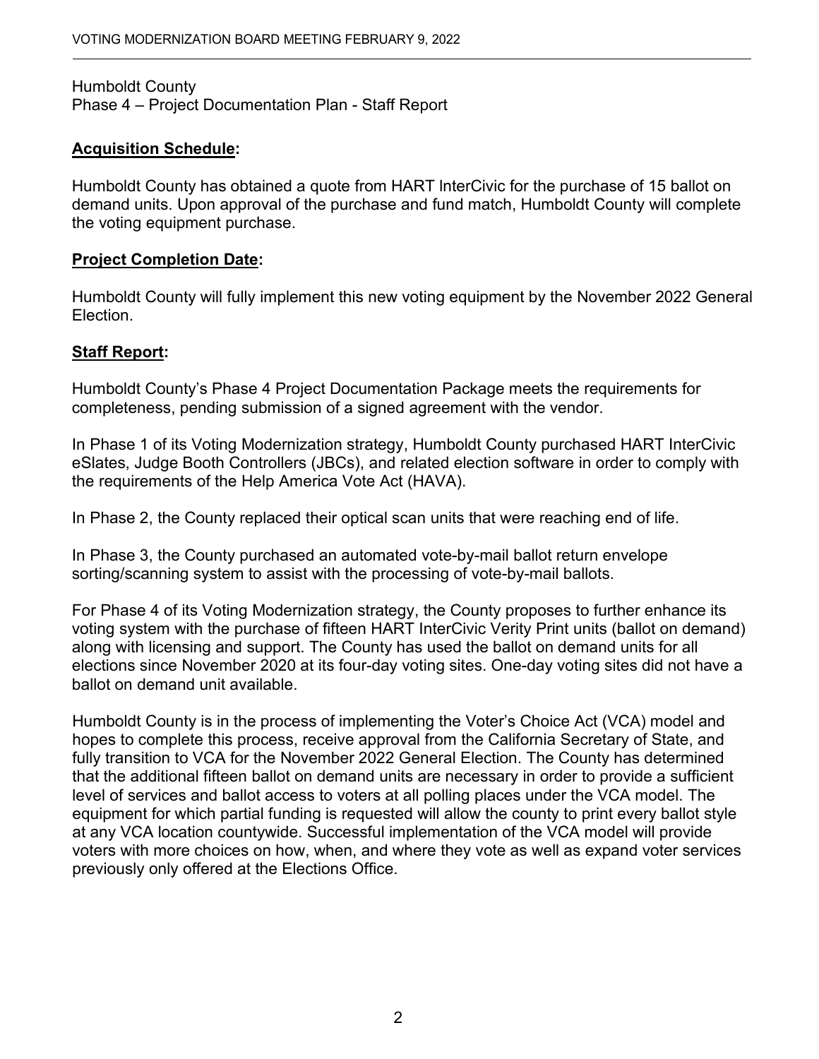Humboldt County
Phase 4 – Project Documentation Plan - Staff Report

**Acquisition Schedule:**

Humboldt County has obtained a quote from HART InterCivic for the purchase of 15 ballot on demand units. Upon approval of the purchase and fund match, Humboldt County will complete the voting equipment purchase.

**Project Completion Date:**

Humboldt County will fully implement this new voting equipment by the November 2022 General Election.

**Staff Report:**

Humboldt County's Phase 4 Project Documentation Package meets the requirements for completeness, pending submission of a signed agreement with the vendor.

In Phase 1 of its Voting Modernization strategy, Humboldt County purchased HART InterCivic eSlates, Judge Booth Controllers (JBCs), and related election software in order to comply with the requirements of the Help America Vote Act (HAVA).

In Phase 2, the County replaced their optical scan units that were reaching end of life.

In Phase 3, the County purchased an automated vote-by-mail ballot return envelope sorting/scanning system to assist with the processing of vote-by-mail ballots.

For Phase 4 of its Voting Modernization strategy, the County proposes to further enhance its voting system with the purchase of fifteen HART InterCivic Verity Print units (ballot on demand) along with licensing and support. The County has used the ballot on demand units for all elections since November 2020 at its four-day voting sites. One-day voting sites did not have a ballot on demand unit available.

Humboldt County is in the process of implementing the Voter's Choice Act (VCA) model and hopes to complete this process, receive approval from the California Secretary of State, and fully transition to VCA for the November 2022 General Election. The County has determined that the additional fifteen ballot on demand units are necessary in order to provide a sufficient level of services and ballot access to voters at all polling places under the VCA model. The equipment for which partial funding is requested will allow the county to print every ballot style at any VCA location countywide. Successful implementation of the VCA model will provide voters with more choices on how, when, and where they vote as well as expand voter services previously only offered at the Elections Office.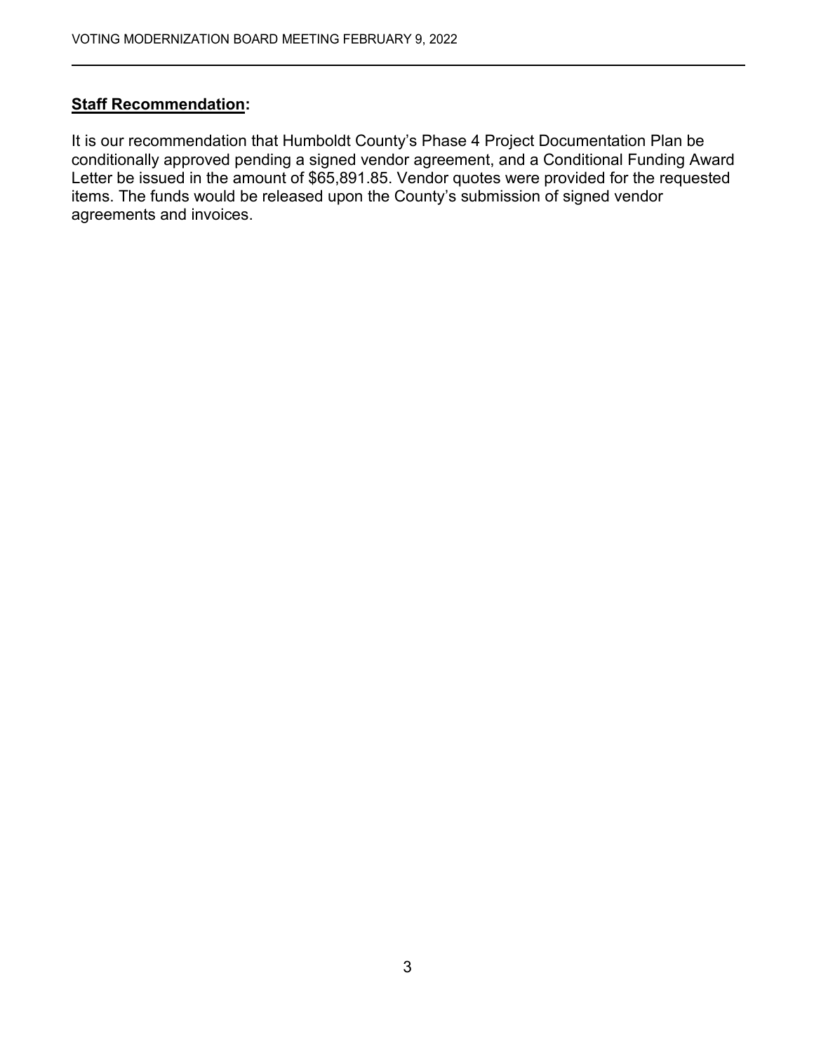**Staff Recommendation:**

It is our recommendation that Humboldt County's Phase 4 Project Documentation Plan be conditionally approved pending a signed vendor agreement, and a Conditional Funding Award Letter be issued in the amount of $65,891.85. Vendor quotes were provided for the requested items. The funds would be released upon the County's submission of signed vendor agreements and invoices.